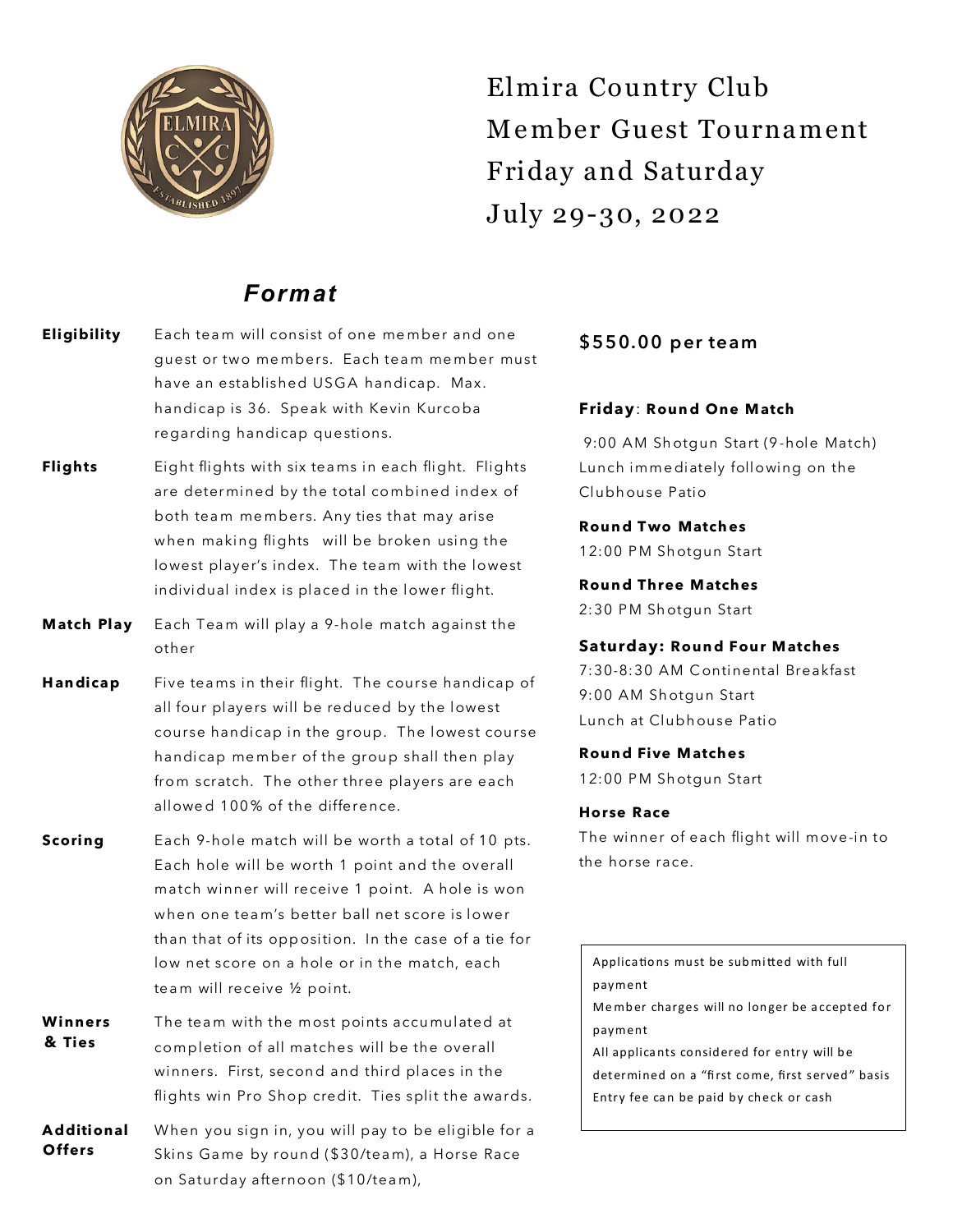# Elmira Country Club
# Member Guest Tournament
# Friday and Saturday
# July 29-30, 2022

## *Format*

**Eligibility** Each team will consist of one member and one guest or two members. Each team member must have an established USGA handicap. Max. handicap is 36. Speak with Kevin Kurcoba regarding handicap questions.

**Flights** Eight flights with six teams in each flight. Flights are determined by the total combined index of both team members. Any ties that may arise when making flights will be broken using the lowest player's index. The team with the lowest individual index is placed in the lower flight.

**Match Play** Each Team will play a 9-hole match against the other

**Handicap** Five teams in their flight. The course handicap of all four players will be reduced by the lowest course handicap in the group. The lowest course handicap member of the group shall then play from scratch. The other three players are each allowed 100% of the difference.

**Scoring** Each 9-hole match will be worth a total of 10 pts. Each hole will be worth 1 point and the overall match winner will receive 1 point. A hole is won when one team's better ball net score is lower than that of its opposition. In the case of a tie for low net score on a hole or in the match, each team will receive ½ point.

**Winners & Ties** The team with the most points accumulated at completion of all matches will be the overall winners. First, second and third places in the flights win Pro Shop credit. Ties split the awards.

**Additional Offers** When you sign in, you will pay to be eligible for a Skins Game by round ($30/team), a Horse Race on Saturday afternoon ($10/team),

**$550.00 per team**

**Friday**: **Round One Match**

9:00 AM Shotgun Start (9-hole Match)
Lunch immediately following on the Clubhouse Patio

**Round Two Matches**

12:00 PM Shotgun Start

**Round Three Matches**

2:30 PM Shotgun Start

**Saturday: Round Four Matches**

7:30-8:30 AM Continental Breakfast
9:00 AM Shotgun Start
Lunch at Clubhouse Patio

**Round Five Matches**

12:00 PM Shotgun Start

**Horse Race**

The winner of each flight will move-in to the horse race.

Applications must be submitted with full payment
Member charges will no longer be accepted for payment
All applicants considered for entry will be determined on a "first come, first served" basis
Entry fee can be paid by check or cash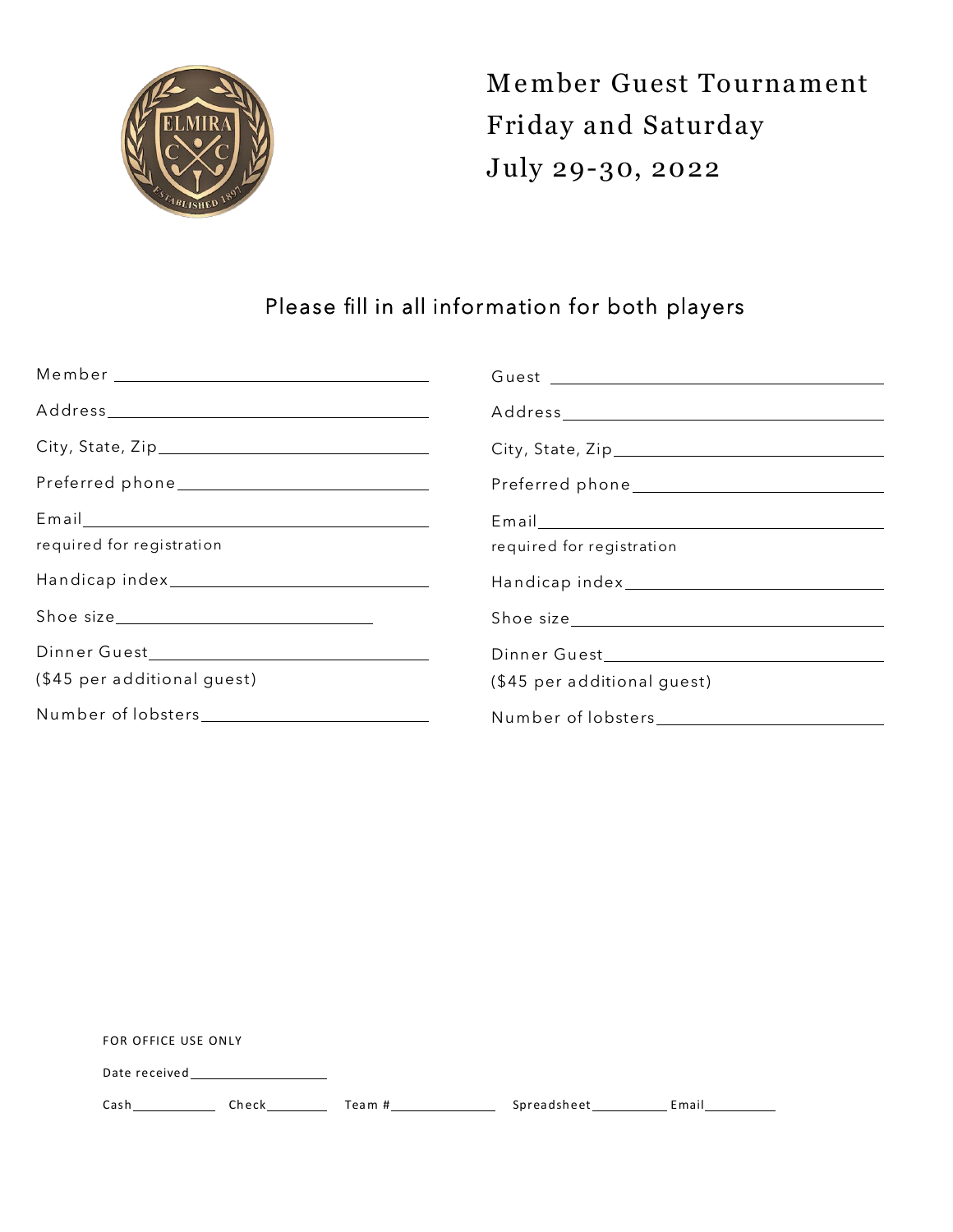# Member Guest Tournament
# Friday and Saturday
# July 29-30, 2022

## Please fill in all information for both players

Member ____________________________________

Address____________________________________

City, State, Zip______________________________

Preferred phone______________________________

Email______________________________________
required for registration

Handicap index_______________________________

Shoe size___________________________

Dinner Guest_________________________________
($45 per additional guest)

Number of lobsters___________________________

Guest ____________________________________

Address____________________________________

City, State, Zip______________________________

Preferred phone______________________________

Email______________________________________
required for registration

Handicap index_______________________________

Shoe size___________________________________

Dinner Guest_________________________________
($45 per additional guest)

Number of lobsters___________________________

FOR OFFICE USE ONLY

Date received_________________

Cash___________ Check________ Team #_____________ Spreadsheet__________ Email__________